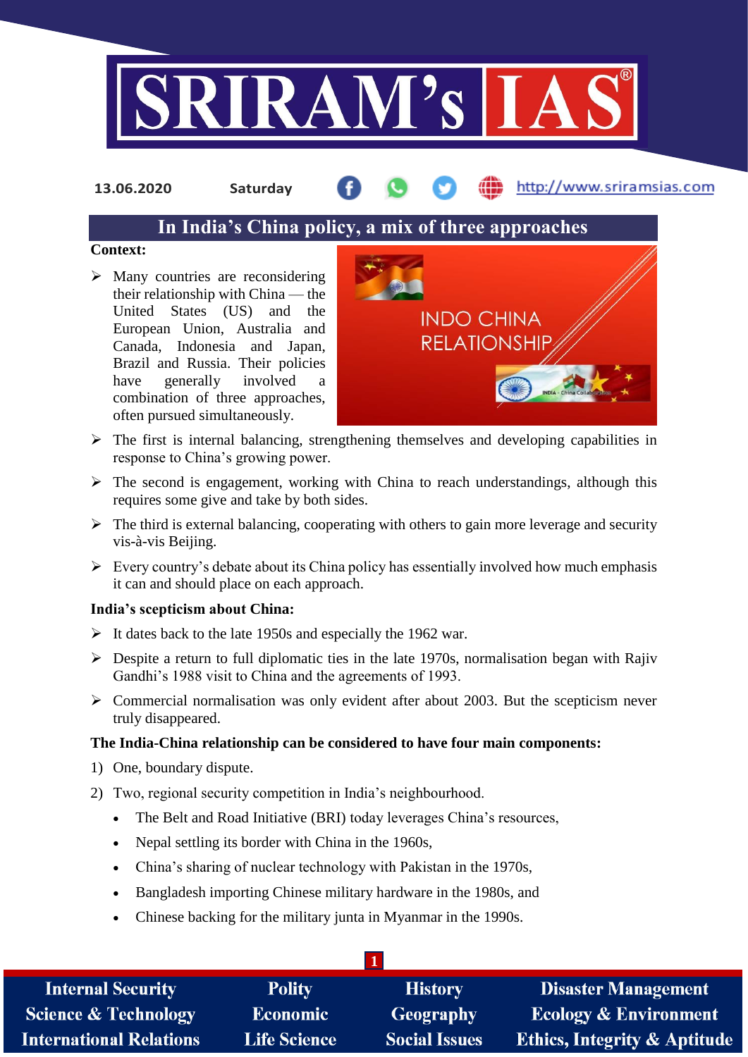# In India's China policy, a mix of three approaches

**Context:**

- Many countries are reconsidering their relationship with China — the United States (US) and the European Union, Australia and Canada, Indonesia and Japan, Brazil and Russia. Their policies have generally involved a combination of three approaches, often pursued simultaneously.
- The first is internal balancing, strengthening themselves and developing capabilities in response to China's growing power.
- The second is engagement, working with China to reach understandings, although this requires some give and take by both sides.
- The third is external balancing, cooperating with others to gain more leverage and security vis-à-vis Beijing.
- Every country's debate about its China policy has essentially involved how much emphasis it can and should place on each approach.

**India's scepticism about China:**

- It dates back to the late 1950s and especially the 1962 war.
- Despite a return to full diplomatic ties in the late 1970s, normalisation began with Rajiv Gandhi's 1988 visit to China and the agreements of 1993.
- Commercial normalisation was only evident after about 2003. But the scepticism never truly disappeared.

**The India-China relationship can be considered to have four main components:**

1) One, boundary dispute.
2) Two, regional security competition in India's neighbourhood.
   - The Belt and Road Initiative (BRI) today leverages China's resources,
   - Nepal settling its border with China in the 1960s,
   - China's sharing of nuclear technology with Pakistan in the 1970s,
   - Bangladesh importing Chinese military hardware in the 1980s, and
   - Chinese backing for the military junta in Myanmar in the 1990s.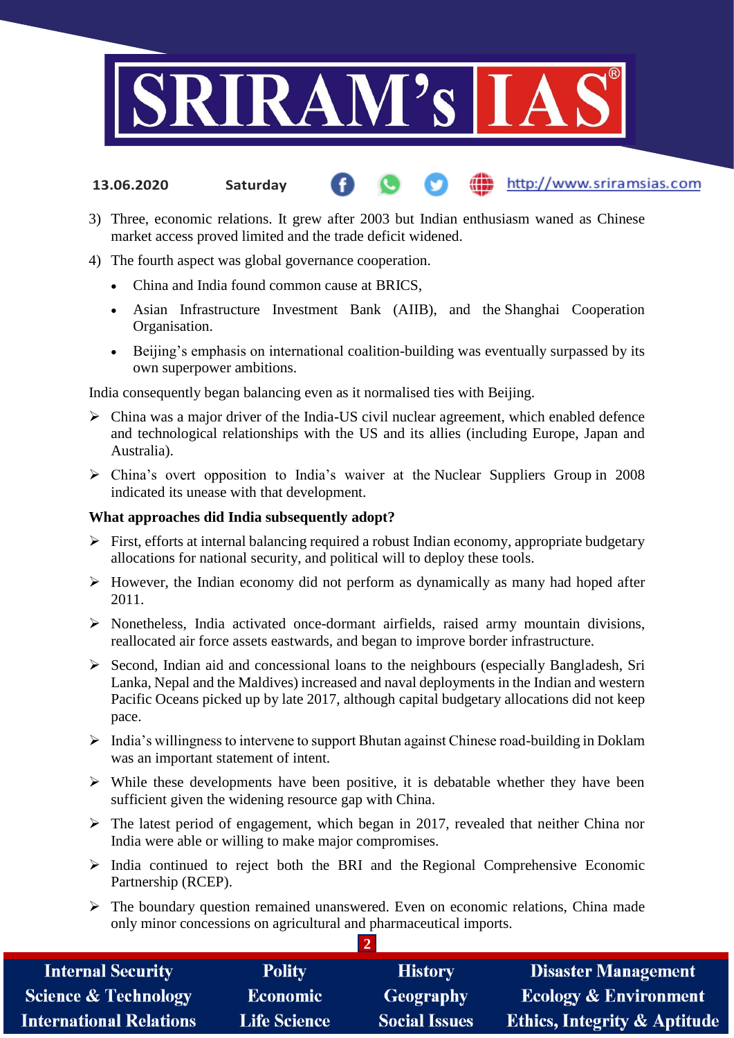3) Three, economic relations. It grew after 2003 but Indian enthusiasm waned as Chinese market access proved limited and the trade deficit widened.

4) The fourth aspect was global governance cooperation.
   - China and India found common cause at BRICS,
   - Asian Infrastructure Investment Bank (AIIB), and the Shanghai Cooperation Organisation.
   - Beijing's emphasis on international coalition-building was eventually surpassed by its own superpower ambitions.

India consequently began balancing even as it normalised ties with Beijing.

- China was a major driver of the India-US civil nuclear agreement, which enabled defence and technological relationships with the US and its allies (including Europe, Japan and Australia).
- China's overt opposition to India's waiver at the Nuclear Suppliers Group in 2008 indicated its unease with that development.

**What approaches did India subsequently adopt?**

- First, efforts at internal balancing required a robust Indian economy, appropriate budgetary allocations for national security, and political will to deploy these tools.
- However, the Indian economy did not perform as dynamically as many had hoped after 2011.
- Nonetheless, India activated once-dormant airfields, raised army mountain divisions, reallocated air force assets eastwards, and began to improve border infrastructure.
- Second, Indian aid and concessional loans to the neighbours (especially Bangladesh, Sri Lanka, Nepal and the Maldives) increased and naval deployments in the Indian and western Pacific Oceans picked up by late 2017, although capital budgetary allocations did not keep pace.
- India's willingness to intervene to support Bhutan against Chinese road-building in Doklam was an important statement of intent.
- While these developments have been positive, it is debatable whether they have been sufficient given the widening resource gap with China.
- The latest period of engagement, which began in 2017, revealed that neither China nor India were able or willing to make major compromises.
- India continued to reject both the BRI and the Regional Comprehensive Economic Partnership (RCEP).
- The boundary question remained unanswered. Even on economic relations, China made only minor concessions on agricultural and pharmaceutical imports.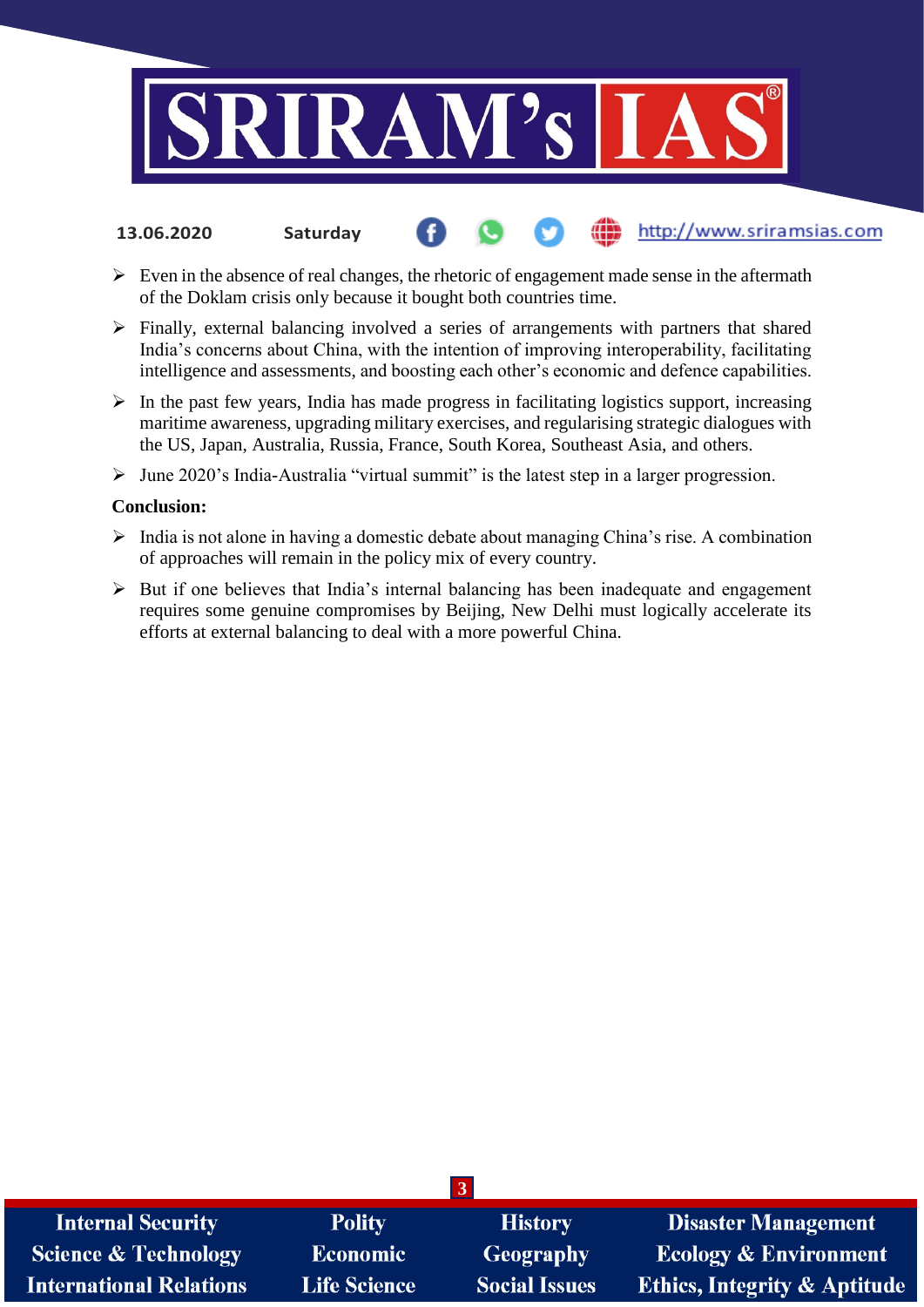- Even in the absence of real changes, the rhetoric of engagement made sense in the aftermath of the Doklam crisis only because it bought both countries time.
- Finally, external balancing involved a series of arrangements with partners that shared India's concerns about China, with the intention of improving interoperability, facilitating intelligence and assessments, and boosting each other's economic and defence capabilities.
- In the past few years, India has made progress in facilitating logistics support, increasing maritime awareness, upgrading military exercises, and regularising strategic dialogues with the US, Japan, Australia, Russia, France, South Korea, Southeast Asia, and others.
- June 2020's India-Australia "virtual summit" is the latest step in a larger progression.

**Conclusion:**

- India is not alone in having a domestic debate about managing China's rise. A combination of approaches will remain in the policy mix of every country.
- But if one believes that India's internal balancing has been inadequate and engagement requires some genuine compromises by Beijing, New Delhi must logically accelerate its efforts at external balancing to deal with a more powerful China.